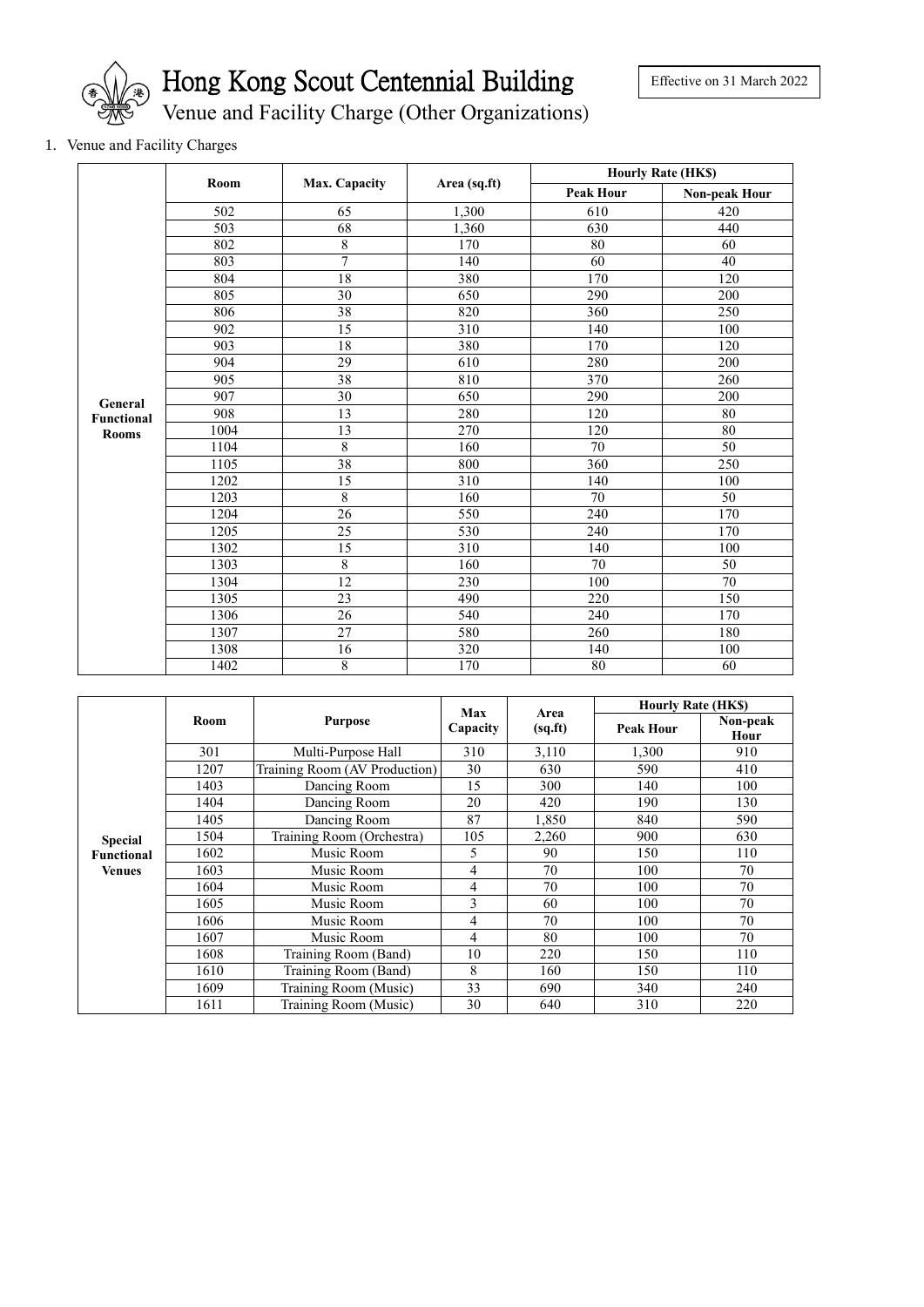# Hong Kong Scout Centennial Building

## Venue and Facility Charge (Other Organizations)

Effective on 31 March 2022

1. Venue and Facility Charges

| | Room | Max. Capacity | Area (sq.ft) | Hourly Rate (HK$) | |
|---|---|---|---|---|---|
| | | | | Peak Hour | Non-peak Hour |
| **General Functional Rooms** | 502 | 65 | 1,300 | 610 | 420 |
| | 503 | 68 | 1,360 | 630 | 440 |
| | 802 | 8 | 170 | 80 | 60 |
| | 803 | 7 | 140 | 60 | 40 |
| | 804 | 18 | 380 | 170 | 120 |
| | 805 | 30 | 650 | 290 | 200 |
| | 806 | 38 | 820 | 360 | 250 |
| | 902 | 15 | 310 | 140 | 100 |
| | 903 | 18 | 380 | 170 | 120 |
| | 904 | 29 | 610 | 280 | 200 |
| | 905 | 38 | 810 | 370 | 260 |
| | 907 | 30 | 650 | 290 | 200 |
| | 908 | 13 | 280 | 120 | 80 |
| | 1004 | 13 | 270 | 120 | 80 |
| | 1104 | 8 | 160 | 70 | 50 |
| | 1105 | 38 | 800 | 360 | 250 |
| | 1202 | 15 | 310 | 140 | 100 |
| | 1203 | 8 | 160 | 70 | 50 |
| | 1204 | 26 | 550 | 240 | 170 |
| | 1205 | 25 | 530 | 240 | 170 |
| | 1302 | 15 | 310 | 140 | 100 |
| | 1303 | 8 | 160 | 70 | 50 |
| | 1304 | 12 | 230 | 100 | 70 |
| | 1305 | 23 | 490 | 220 | 150 |
| | 1306 | 26 | 540 | 240 | 170 |
| | 1307 | 27 | 580 | 260 | 180 |
| | 1308 | 16 | 320 | 140 | 100 |
| | 1402 | 8 | 170 | 80 | 60 |

| | Room | Purpose | Max Capacity | Area (sq.ft) | Hourly Rate (HK$) | |
|---|---|---|---|---|---|---|
| | | | | | Peak Hour | Non-peak Hour |
| **Special Functional Venues** | 301 | Multi-Purpose Hall | 310 | 3,110 | 1,300 | 910 |
| | 1207 | Training Room (AV Production) | 30 | 630 | 590 | 410 |
| | 1403 | Dancing Room | 15 | 300 | 140 | 100 |
| | 1404 | Dancing Room | 20 | 420 | 190 | 130 |
| | 1405 | Dancing Room | 87 | 1,850 | 840 | 590 |
| | 1504 | Training Room (Orchestra) | 105 | 2,260 | 900 | 630 |
| | 1602 | Music Room | 5 | 90 | 150 | 110 |
| | 1603 | Music Room | 4 | 70 | 100 | 70 |
| | 1604 | Music Room | 4 | 70 | 100 | 70 |
| | 1605 | Music Room | 3 | 60 | 100 | 70 |
| | 1606 | Music Room | 4 | 70 | 100 | 70 |
| | 1607 | Music Room | 4 | 80 | 100 | 70 |
| | 1608 | Training Room (Band) | 10 | 220 | 150 | 110 |
| | 1610 | Training Room (Band) | 8 | 160 | 150 | 110 |
| | 1609 | Training Room (Music) | 33 | 690 | 340 | 240 |
| | 1611 | Training Room (Music) | 30 | 640 | 310 | 220 |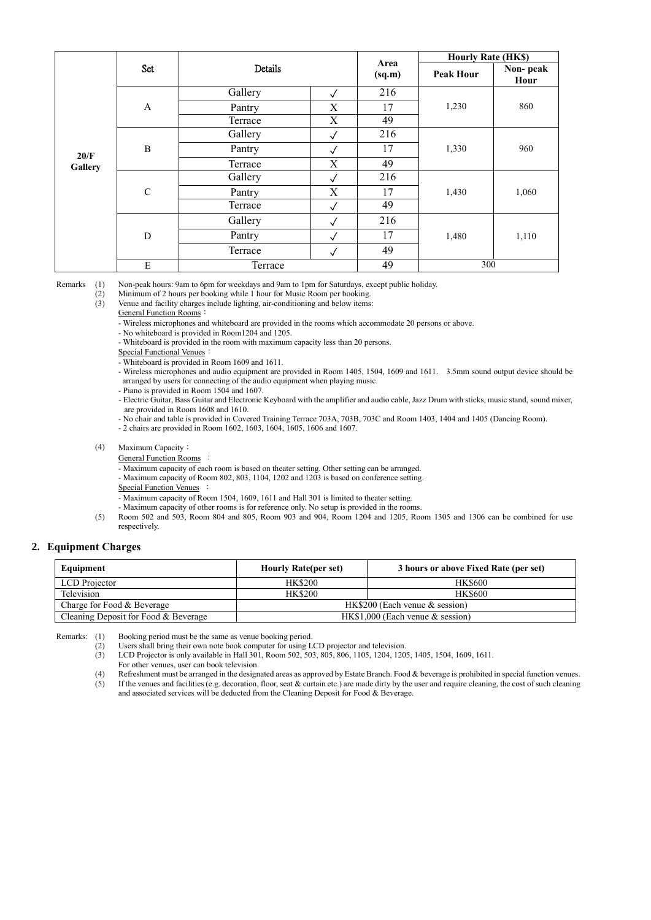| | Set | Details | | Area (sq.m) | Hourly Rate (HK$) | |
|---|---|---|---|---|---|---|
| | | | | | Peak Hour | Non- peak Hour |
| 20/F Gallery | A | Gallery | ✓ | 216 | 1,230 | 860 |
| | | Pantry | X | 17 | | |
| | | Terrace | X | 49 | | |
| | B | Gallery | ✓ | 216 | 1,330 | 960 |
| | | Pantry | ✓ | 17 | | |
| | | Terrace | X | 49 | | |
| | C | Gallery | ✓ | 216 | 1,430 | 1,060 |
| | | Pantry | X | 17 | | |
| | | Terrace | ✓ | 49 | | |
| | D | Gallery | ✓ | 216 | 1,480 | 1,110 |
| | | Pantry | ✓ | 17 | | |
| | | Terrace | ✓ | 49 | | |
| | E | Terrace | | 49 | 300 | |

Remarks

(1) Non-peak hours: 9am to 6pm for weekdays and 9am to 1pm for Saturdays, except public holiday.

(2) Minimum of 2 hours per booking while 1 hour for Music Room per booking.

(3) Venue and facility charges include lighting, air-conditioning and below items:

General Function Rooms：
- Wireless microphones and whiteboard are provided in the rooms which accommodate 20 persons or above.
- No whiteboard is provided in Room1204 and 1205.
- Whiteboard is provided in the room with maximum capacity less than 20 persons.

Special Functional Venues：
- Whiteboard is provided in Room 1609 and 1611.
- Wireless microphones and audio equipment are provided in Room 1405, 1504, 1609 and 1611. 3.5mm sound output device should be arranged by users for connecting of the audio equipment when playing music.
- Piano is provided in Room 1504 and 1607.
- Electric Guitar, Bass Guitar and Electronic Keyboard with the amplifier and audio cable, Jazz Drum with sticks, music stand, sound mixer, are provided in Room 1608 and 1610.
- No chair and table is provided in Covered Training Terrace 703A, 703B, 703C and Room 1403, 1404 and 1405 (Dancing Room).
- 2 chairs are provided in Room 1602, 1603, 1604, 1605, 1606 and 1607.

(4) Maximum Capacity：

General Function Rooms ：
- Maximum capacity of each room is based on theater setting. Other setting can be arranged.
- Maximum capacity of Room 802, 803, 1104, 1202 and 1203 is based on conference setting.

Special Function Venues ：
- Maximum capacity of Room 1504, 1609, 1611 and Hall 301 is limited to theater setting.
- Maximum capacity of other rooms is for reference only. No setup is provided in the rooms.

(5) Room 502 and 503, Room 804 and 805, Room 903 and 904, Room 1204 and 1205, Room 1305 and 1306 can be combined for use respectively.

## 2. Equipment Charges

| Equipment | Hourly Rate(per set) | 3 hours or above Fixed Rate (per set) |
|---|---|---|
| LCD Projector | HK$200 | HK$600 |
| Television | HK$200 | HK$600 |
| Charge for Food & Beverage | HK$200 (Each venue & session) | |
| Cleaning Deposit for Food & Beverage | HK$1,000 (Each venue & session) | |

Remarks:

(1) Booking period must be the same as venue booking period.

(2) Users shall bring their own note book computer for using LCD projector and television.

(3) LCD Projector is only available in Hall 301, Room 502, 503, 805, 806, 1105, 1204, 1205, 1405, 1504, 1609, 1611. For other venues, user can book television.

(4) Refreshment must be arranged in the designated areas as approved by Estate Branch. Food & beverage is prohibited in special function venues.

(5) If the venues and facilities (e.g. decoration, floor, seat & curtain etc.) are made dirty by the user and require cleaning, the cost of such cleaning and associated services will be deducted from the Cleaning Deposit for Food & Beverage.